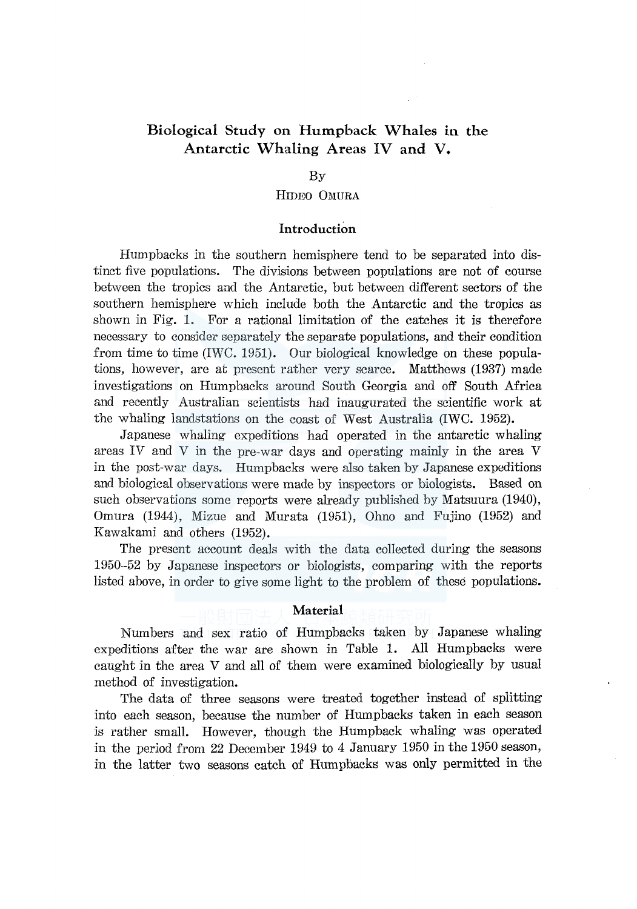# Biological Study on Humpback Whales in the Antarctic Whaling Areas IV and V.

By

HIDEO OMURA

## Introduction

Humpbacks in the southern hemisphere tend to be separated into distinct five populations. The divisions between populations are not of course between the tropics and the Antarctic, but between different sectors of the southern hemisphere which include both the Antarctic and the tropics as shown in Fig. 1. For a rational limitation of the catches it is therefore necessary to consider separately the separate populations, and their condition from time to time (IWC. 1951). Our biological knowledge on these populations, however, are at present rather very scarce. Matthews (1937) made investigations on Humpbacks around South Georgia and off South Africa and recently Australian scientists had inaugurated the scientific work at the whaling landstations on the coast of West Australia (IWC. 1952).

Japanese whaling expeditions had operated in the antarctic whaling areas IV and V in the pre-war days and operating mainly in the area V in the post-war days. Humpbacks were also taken by Japanese expeditions and biological observations were made by inspectors or biologists. Based on such observations some reports were already published by Matsuura (1940), Omura (1944), Mizue and Murata (1951), Ohno and Fujino (1952) and Kawakami and others (1952).

The present account deals with the data collected during the seasons 1950-52 by Japanese inspectors or biologists, comparing with the reports listed above, in order to give some light to the problem of these populations.

## Material

Numbers and sex ratio of Humpbacks taken by Japanese whaling expeditions after the war are shown in Table 1. All Humpbacks were caught in the area V and all of them were examined biologically by usual method of investigation.

The data of three seasons were treated together instead of splitting into each season, because the number of Humpbacks taken in each season is rather small. However, though the Humpback whaling was operated in the period from 22 December 1949 to 4 January 1950 in the 1950 season, in the latter two seasons catch of Humpbacks was only permitted in the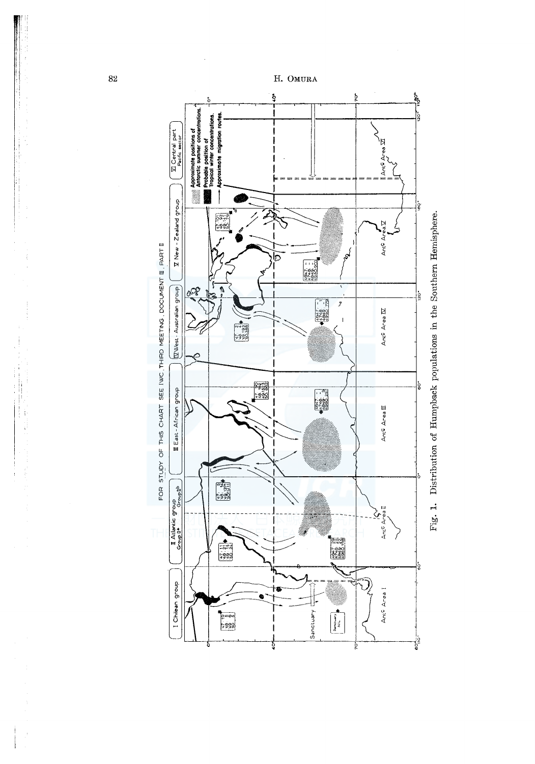Fig. 1. Distribution of Humpback populations in the Southern Hemisphere.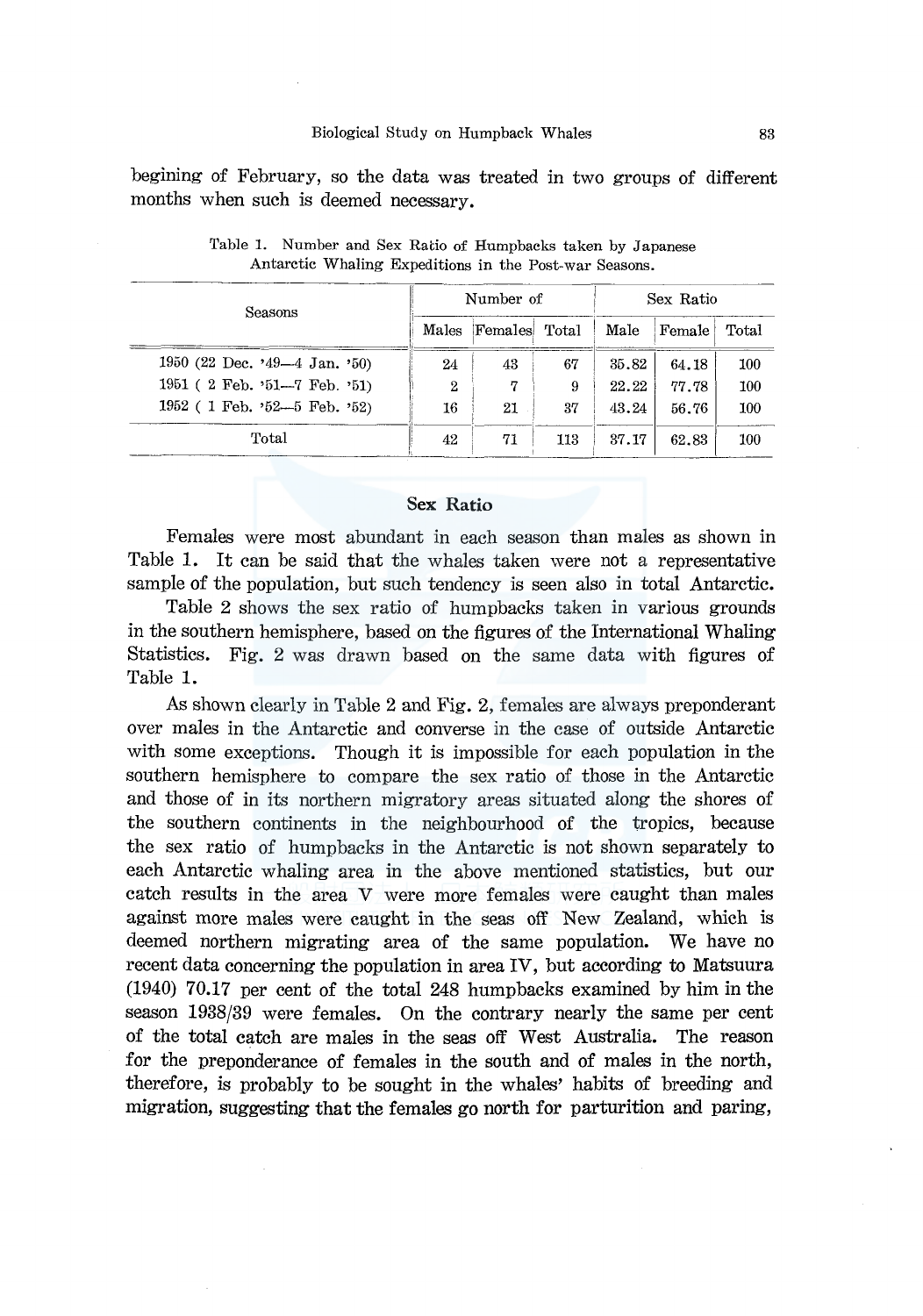begining of February, so the data was treated in two groups of different months when such is deemed necessary.

Table 1. Number and Sex Ratio of Humpbacks taken by Japanese Antarctic Whaling Expeditions in the Post-war Seasons.

| Seasons | Number of | | | Sex Ratio | | |
|---|---|---|---|---|---|---|
| | Males | Females | Total | Male | Female | Total |
| 1950 (22 Dec. '49—4 Jan. '50) | 24 | 43 | 67 | 35.82 | 64.18 | 100 |
| 1951 ( 2 Feb. '51—7 Feb. '51) | 2 | 7 | 9 | 22.22 | 77.78 | 100 |
| 1952 ( 1 Feb. '52—5 Feb. '52) | 16 | 21 | 37 | 43.24 | 56.76 | 100 |
| Total | 42 | 71 | 113 | 37.17 | 62.83 | 100 |

## Sex Ratio

Females were most abundant in each season than males as shown in Table 1. It can be said that the whales taken were not a representative sample of the population, but such tendency is seen also in total Antarctic.

Table 2 shows the sex ratio of humpbacks taken in various grounds in the southern hemisphere, based on the figures of the International Whaling Statistics. Fig. 2 was drawn based on the same data with figures of Table 1.

As shown clearly in Table 2 and Fig. 2, females are always preponderant over males in the Antarctic and converse in the case of outside Antarctic with some exceptions. Though it is impossible for each population in the southern hemisphere to compare the sex ratio of those in the Antarctic and those of in its northern migratory areas situated along the shores of the southern continents in the neighbourhood of the tropics, because the sex ratio of humpbacks in the Antarctic is not shown separately to each Antarctic whaling area in the above mentioned statistics, but our catch results in the area V were more females were caught than males against more males were caught in the seas off New Zealand, which is deemed northern migrating area of the same population. We have no recent data concerning the population in area IV, but according to Matsuura (1940) 70.17 per cent of the total 248 humpbacks examined by him in the season 1938/39 were females. On the contrary nearly the same per cent of the total catch are males in the seas off West Australia. The reason for the preponderance of females in the south and of males in the north, therefore, is probably to be sought in the whales' habits of breeding and migration, suggesting that the females go north for parturition and paring,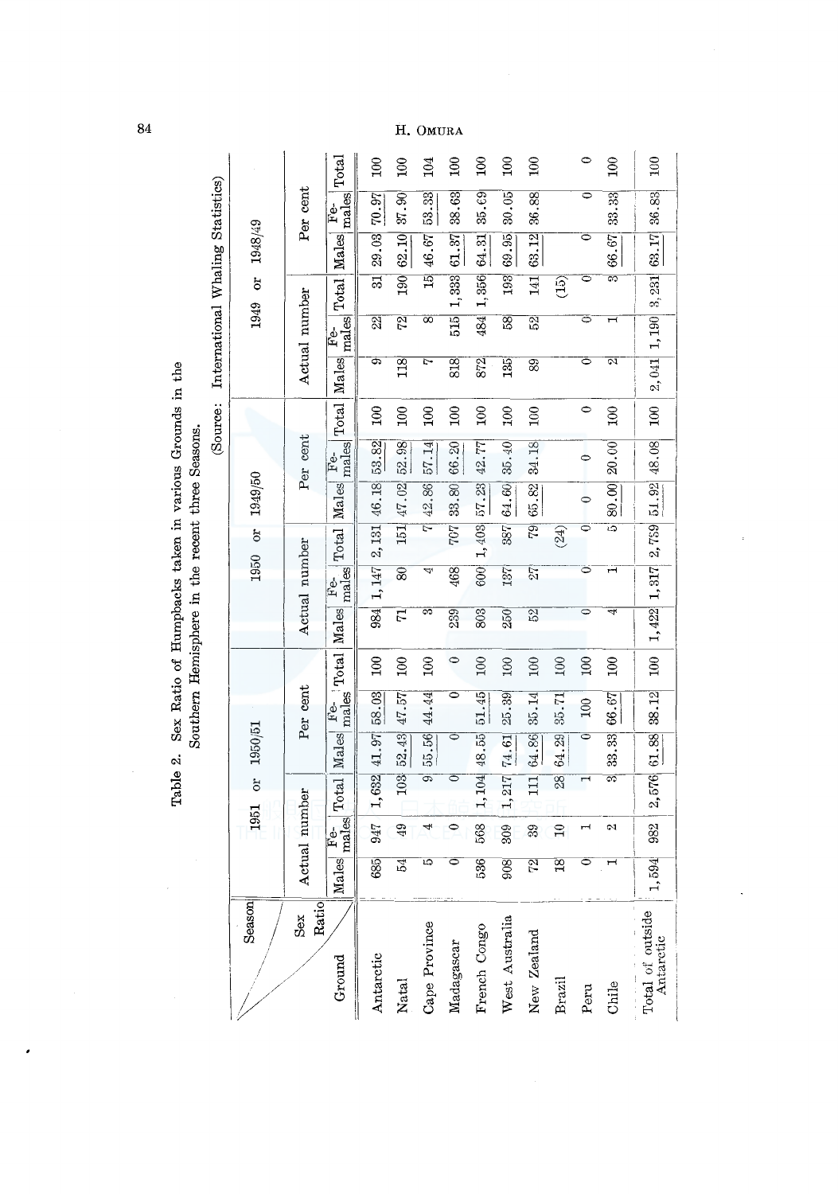Table 2. Sex Ratio of Humpbacks taken in various Grounds in the Southern Hemisphere in the recent three Seasons.

(Source: International Whaling Statistics)

| Ground | 1951 or 1950/51 | | | | | | 1950 or 1949/50 | | | | | | 1949 or 1948/49 | | | | | |
|---|---|---|---|---|---|---|---|---|---|---|---|---|---|---|---|---|---|---|
| | Actual number | | | Per cent | | | Actual number | | | Per cent | | | Actual number | | | Per cent | | |
| | Males | Females | Total | Males | Females | Total | Males | Females | Total | Males | Females | Total | Males | Females | Total | Males | Females | Total |
| Antarctic | 685 | 947 | 1,632 | 41.97 | 58.03 | 100 | 984 | 1,147 | 2,131 | 46.18 | 53.82 | 100 | 9 | 22 | 31 | 29.03 | 70.97 | 100 |
| Natal | 54 | 49 | 103 | 52.43 | 47.57 | 100 | 71 | 80 | 151 | 47.02 | 52.98 | 100 | 118 | 72 | 190 | 62.10 | 37.90 | 100 |
| Cape Province | 5 | 4 | 9 | 55.56 | 44.44 | 100 | 3 | 4 | 7 | 42.86 | 57.14 | 100 | 7 | 8 | 15 | 46.67 | 53.33 | 104 |
| Madagascar | 0 | 0 | 0 | 0 | 0 | 0 | 239 | 468 | 707 | 33.80 | 66.20 | 100 | 818 | 515 | 1,333 | 61.37 | 38.63 | 100 |
| French Congo | 536 | 568 | 1,104 | 48.55 | 51.45 | 100 | 803 | 600 | 1,403 | 57.23 | 42.77 | 100 | 872 | 484 | 1,356 | 64.31 | 35.69 | 100 |
| West Australia | 908 | 309 | 1,217 | 74.61 | 25.39 | 100 | 250 | 137 | 387 | 64.60 | 35.40 | 100 | 135 | 58 | 193 | 69.95 | 30.05 | 100 |
| New Zealand | 72 | 39 | 111 | 64.86 | 35.14 | 100 | 52 | 27 | 79 | 65.82 | 34.18 | 100 | 89 | 52 | 141 | 63.12 | 36.88 | 100 |
| Brazil | 18 | 10 | 28 | 64.29 | 35.71 | 100 | | | (24) | | | | | | (15) | | | |
| Peru | 0 | 1 | 1 | 0 | 100 | 100 | 0 | 0 | 0 | 0 | 0 | 0 | 0 | 0 | 0 | 0 | 0 | 0 |
| Chile | 1 | 2 | 3 | 33.33 | 66.67 | 100 | 4 | 1 | 5 | 80.00 | 20.00 | 100 | 2 | 1 | 3 | 66.67 | 33.33 | 100 |
| Total of outside Antarctic | 1,594 | 982 | 2,576 | 61.88 | 38.12 | 100 | 1,422 | 1,317 | 2,759 | 51.92 | 48.08 | 100 | 2,041 | 1,190 | 3,231 | 63.17 | 36.83 | 100 |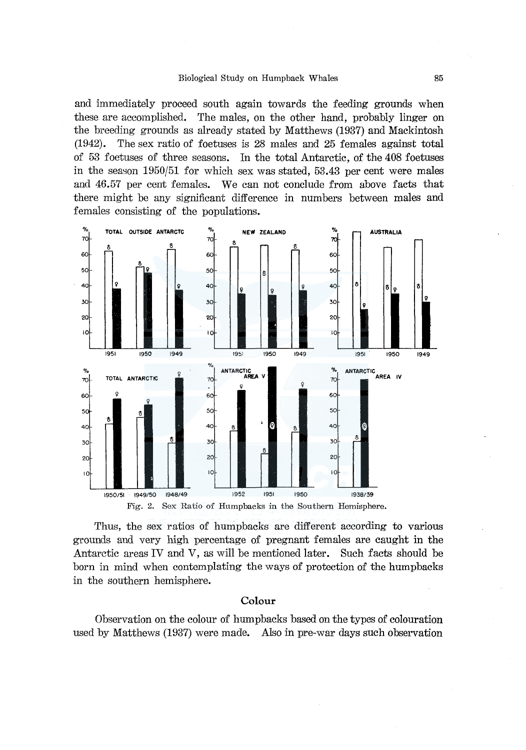and immediately proceed south again towards the feeding grounds when these are accomplished. The males, on the other hand, probably linger on the breeding grounds as already stated by Matthews (1937) and Mackintosh (1942). The sex ratio of foetuses is 28 males and 25 females against total of 53 foetuses of three seasons. In the total Antarctic, of the 408 foetuses in the season 1950/51 for which sex was stated, 53.43 per cent were males and 46.57 per cent females. We can not conclude from above facts that there might be any significant difference in numbers between males and females consisting of the populations.

Fig. 2. Sex Ratio of Humpbacks in the Southern Hemisphere.

Thus, the sex ratios of humpbacks are different according to various grounds and very high percentage of pregnant females are caught in the Antarctic areas IV and V, as will be mentioned later. Such facts should be born in mind when contemplating the ways of protection of the humpbacks in the southern hemisphere.

## Colour

Observation on the colour of humpbacks based on the types of colouration used by Matthews (1937) were made. Also in pre-war days such observation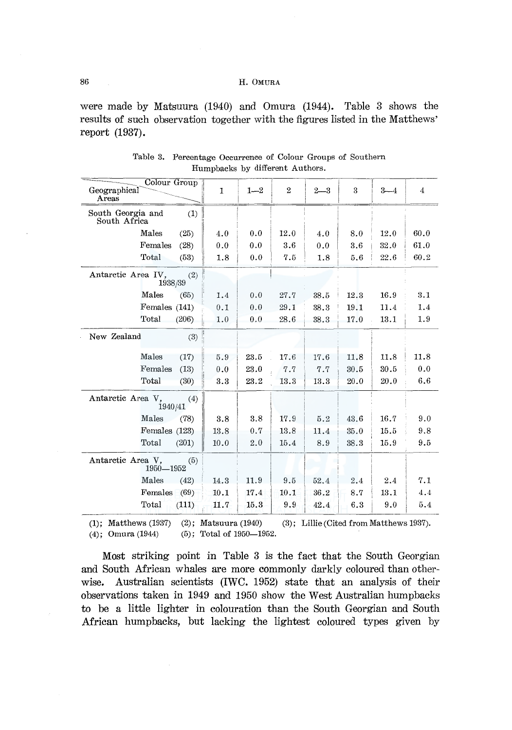were made by Matsuura (1940) and Omura (1944). Table 3 shows the results of such observation together with the figures listed in the Matthews' report (1937).

Table 3. Percentage Occurrence of Colour Groups of Southern Humpbacks by different Authors.

| Geographical Areas \ Colour Group | 1 | 1—2 | 2 | 2—3 | 3 | 3—4 | 4 |
|---|---|---|---|---|---|---|---|
| South Georgia and South Africa (1) | | | | | | | |
| Males (25) | 4.0 | 0.0 | 12.0 | 4.0 | 8.0 | 12.0 | 60.0 |
| Females (28) | 0.0 | 0.0 | 3.6 | 0.0 | 3.6 | 32.0 | 61.0 |
| Total (53) | 1.8 | 0.0 | 7.5 | 1.8 | 5.6 | 22.6 | 60.2 |
| Antarctic Area IV, 1938/39 (2) | | | | | | | |
| Males (65) | 1.4 | 0.0 | 27.7 | 38.5 | 12.3 | 16.9 | 3.1 |
| Females (141) | 0.1 | 0.0 | 29.1 | 38.3 | 19.1 | 11.4 | 1.4 |
| Total (206) | 1.0 | 0.0 | 28.6 | 38.3 | 17.0 | 13.1 | 1.9 |
| New Zealand (3) | | | | | | | |
| Males (17) | 5.9 | 23.5 | 17.6 | 17.6 | 11.8 | 11.8 | 11.8 |
| Females (13) | 0.0 | 23.0 | 7.7 | 7.7 | 30.5 | 30.5 | 0.0 |
| Total (30) | 3.3 | 23.2 | 13.3 | 13.3 | 20.0 | 20.0 | 6.6 |
| Antarctic Area V, 1940/41 (4) | | | | | | | |
| Males (78) | 3.8 | 3.8 | 17.9 | 5.2 | 43.6 | 16.7 | 9.0 |
| Females (123) | 13.8 | 0.7 | 13.8 | 11.4 | 35.0 | 15.5 | 9.8 |
| Total (201) | 10.0 | 2.0 | 15.4 | 8.9 | 38.3 | 15.9 | 9.5 |
| Antarctic Area V, 1950—1952 (5) | | | | | | | |
| Males (42) | 14.3 | 11.9 | 9.5 | 52.4 | 2.4 | 2.4 | 7.1 |
| Females (69) | 10.1 | 17.4 | 10.1 | 36.2 | 8.7 | 13.1 | 4.4 |
| Total (111) | 11.7 | 15.3 | 9.9 | 42.4 | 6.3 | 9.0 | 5.4 |

(1); Matthews (1937) (2); Matsuura (1940) (3); Lillie (Cited from Matthews 1937).
(4); Omura (1944) (5); Total of 1950—1952.

Most striking point in Table 3 is the fact that the South Georgian and South African whales are more commonly darkly coloured than otherwise. Australian scientists (IWC. 1952) state that an analysis of their observations taken in 1949 and 1950 show the West Australian humpbacks to be a little lighter in colouration than the South Georgian and South African humpbacks, but lacking the lightest coloured types given by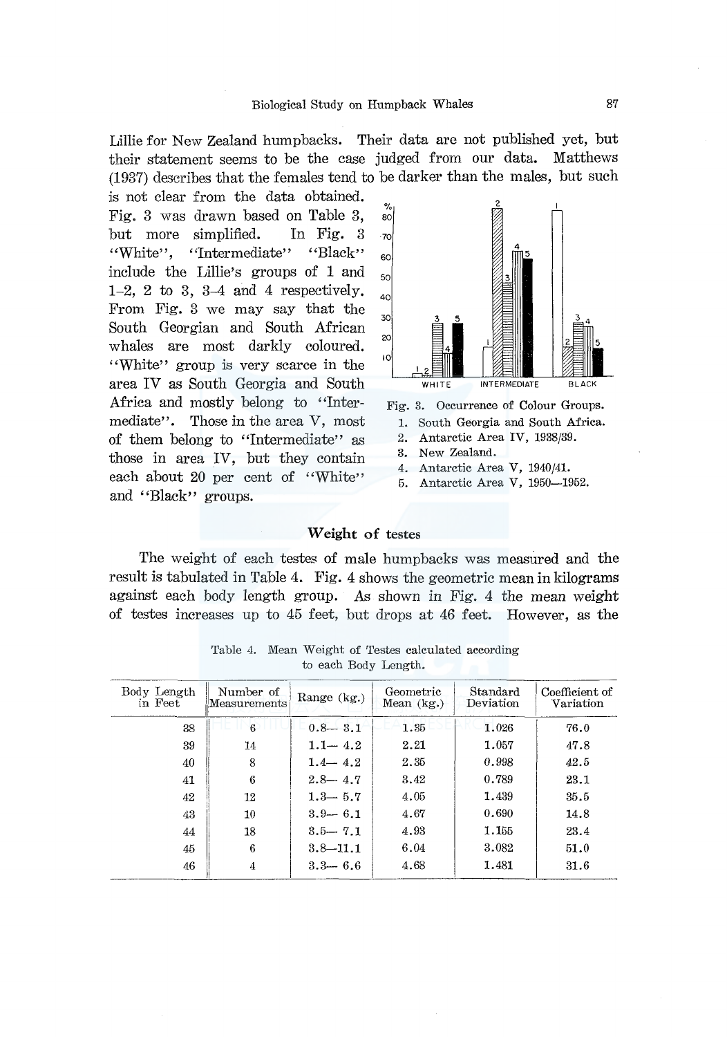Lillie for New Zealand humpbacks. Their data are not published yet, but their statement seems to be the case judged from our data. Matthews (1937) describes that the females tend to be darker than the males, but such is not clear from the data obtained. Fig. 3 was drawn based on Table 3, but more simplified. In Fig. 3 "White", "Intermediate" "Black" include the Lillie's groups of 1 and 1–2, 2 to 3, 3–4 and 4 respectively. From Fig. 3 we may say that the South Georgian and South African whales are most darkly coloured. "White" group is very scarce in the area IV as South Georgia and South Africa and mostly belong to "Intermediate". Those in the area V, most of them belong to "Intermediate" as those in area IV, but they contain each about 20 per cent of "White" and "Black" groups.

Fig. 3. Occurrence of Colour Groups.
1. South Georgia and South Africa.
2. Antarctic Area IV, 1938/39.
3. New Zealand.
4. Antarctic Area V, 1940/41.
5. Antarctic Area V, 1950—1952.

## Weight of testes

The weight of each testes of male humpbacks was measured and the result is tabulated in Table 4. Fig. 4 shows the geometric mean in kilograms against each body length group. As shown in Fig. 4 the mean weight of testes increases up to 45 feet, but drops at 46 feet. However, as the

Table 4. Mean Weight of Testes calculated according to each Body Length.

| Body Length in Feet | Number of Measurements | Range (kg.) | Geometric Mean (kg.) | Standard Deviation | Coefficient of Variation |
|---|---|---|---|---|---|
| 38 | 6 | 0.8— 3.1 | 1.35 | 1.026 | 76.0 |
| 39 | 14 | 1.1— 4.2 | 2.21 | 1.057 | 47.8 |
| 40 | 8 | 1.4— 4.2 | 2.35 | 0.998 | 42.5 |
| 41 | 6 | 2.8— 4.7 | 3.42 | 0.789 | 23.1 |
| 42 | 12 | 1.3— 5.7 | 4.05 | 1.439 | 35.5 |
| 43 | 10 | 3.9— 6.1 | 4.67 | 0.690 | 14.8 |
| 44 | 18 | 3.5— 7.1 | 4.93 | 1.155 | 23.4 |
| 45 | 6 | 3.8—11.1 | 6.04 | 3.082 | 51.0 |
| 46 | 4 | 3.3— 6.6 | 4.68 | 1.481 | 31.6 |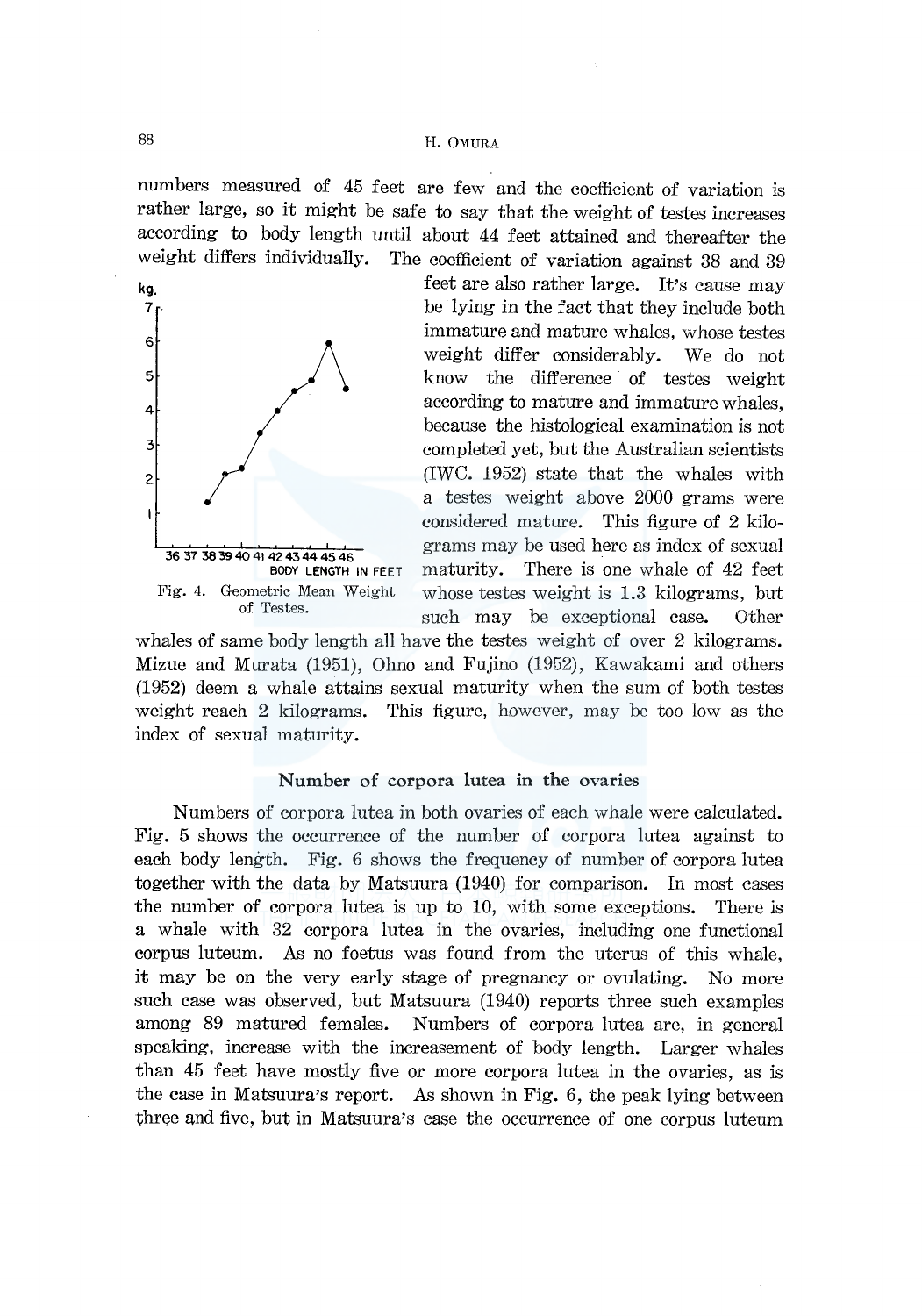numbers measured of 45 feet are few and the coefficient of variation is rather large, so it might be safe to say that the weight of testes increases according to body length until about 44 feet attained and thereafter the weight differs individually. The coefficient of variation against 38 and 39 feet are also rather large. It's cause may be lying in the fact that they include both immature and mature whales, whose testes weight differ considerably. We do not know the difference of testes weight according to mature and immature whales, because the histological examination is not completed yet, but the Australian scientists (IWC. 1952) state that the whales with a testes weight above 2000 grams were considered mature. This figure of 2 kilograms may be used here as index of sexual maturity. There is one whale of 42 feet whose testes weight is 1.3 kilograms, but such may be exceptional case. Other whales of same body length all have the testes weight of over 2 kilograms. Mizue and Murata (1951), Ohno and Fujino (1952), Kawakami and others (1952) deem a whale attains sexual maturity when the sum of both testes weight reach 2 kilograms. This figure, however, may be too low as the index of sexual maturity.

Fig. 4. Geometric Mean Weight of Testes.

### Number of corpora lutea in the ovaries

Numbers of corpora lutea in both ovaries of each whale were calculated. Fig. 5 shows the occurrence of the number of corpora lutea against to each body length. Fig. 6 shows the frequency of number of corpora lutea together with the data by Matsuura (1940) for comparison. In most cases the number of corpora lutea is up to 10, with some exceptions. There is a whale with 32 corpora lutea in the ovaries, including one functional corpus luteum. As no foetus was found from the uterus of this whale, it may be on the very early stage of pregnancy or ovulating. No more such case was observed, but Matsuura (1940) reports three such examples among 89 matured females. Numbers of corpora lutea are, in general speaking, increase with the increasement of body length. Larger whales than 45 feet have mostly five or more corpora lutea in the ovaries, as is the case in Matsuura's report. As shown in Fig. 6, the peak lying between three and five, but in Matsuura's case the occurrence of one corpus luteum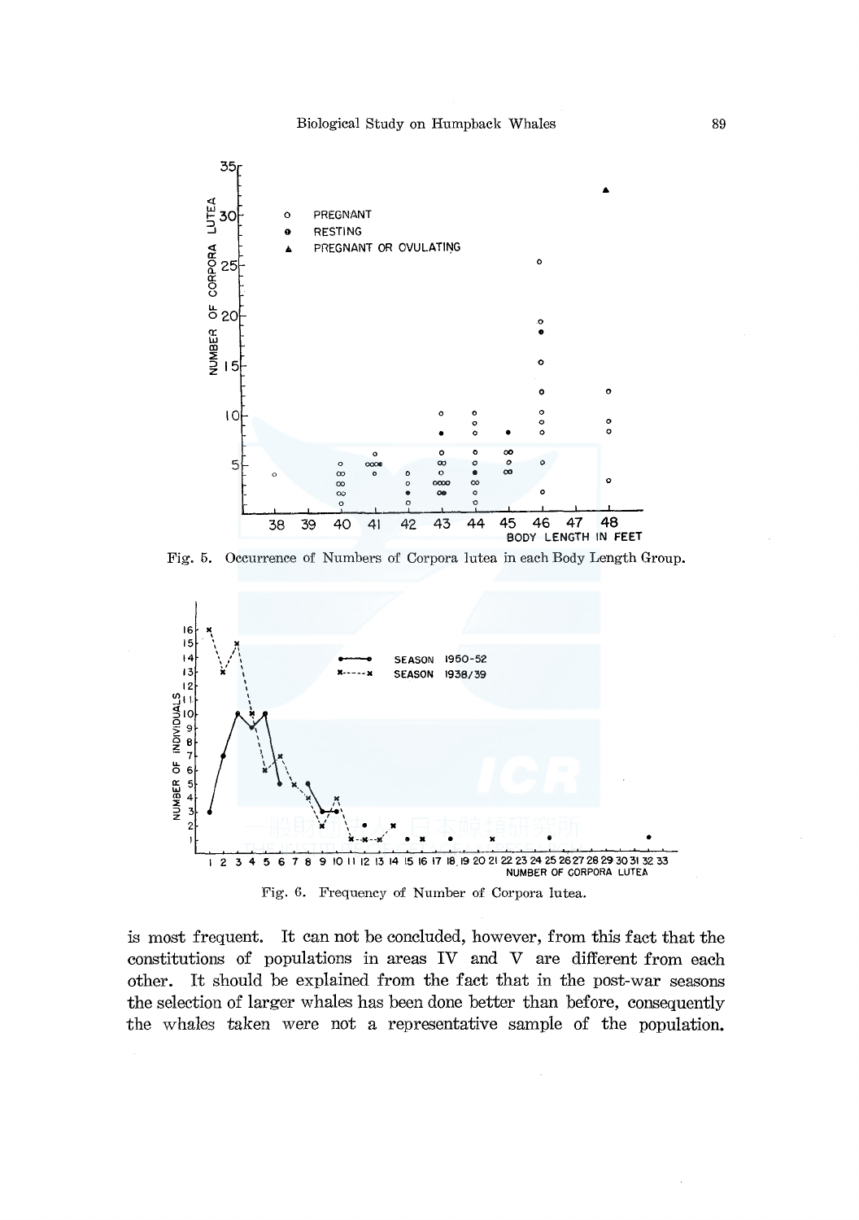Fig. 5. Occurrence of Numbers of Corpora lutea in each Body Length Group.

Fig. 6. Frequency of Number of Corpora lutea.

is most frequent. It can not be concluded, however, from this fact that the constitutions of populations in areas IV and V are different from each other. It should be explained from the fact that in the post-war seasons the selection of larger whales has been done better than before, consequently the whales taken were not a representative sample of the population.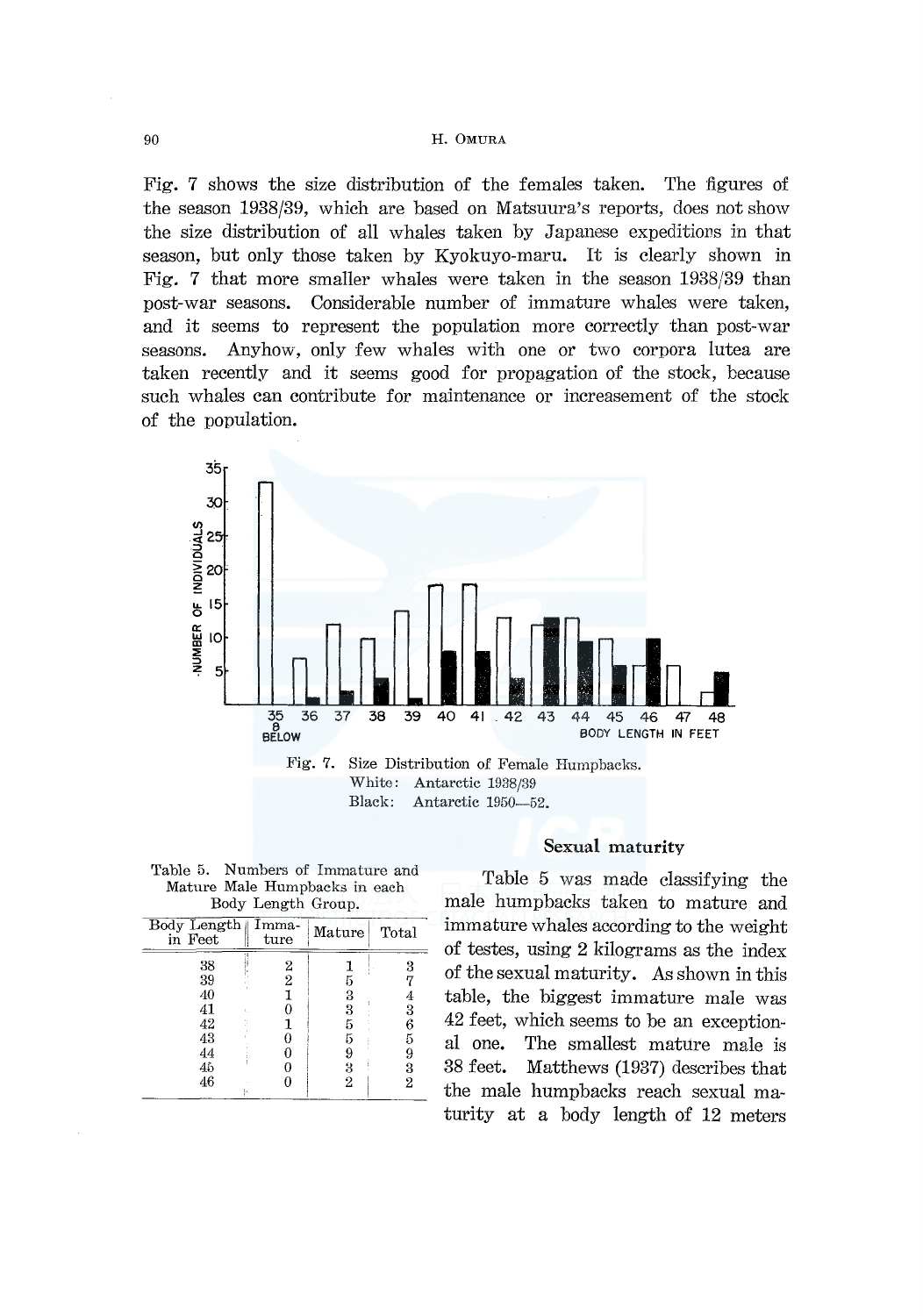Fig. 7 shows the size distribution of the females taken. The figures of the season 1938/39, which are based on Matsuura's reports, does not show the size distribution of all whales taken by Japanese expeditions in that season, but only those taken by Kyokuyo-maru. It is clearly shown in Fig. 7 that more smaller whales were taken in the season 1938/39 than post-war seasons. Considerable number of immature whales were taken, and it seems to represent the population more correctly than post-war seasons. Anyhow, only few whales with one or two corpora lutea are taken recently and it seems good for propagation of the stock, because such whales can contribute for maintenance or increasement of the stock of the population.

Fig. 7. Size Distribution of Female Humpbacks.
White: Antarctic 1938/39
Black: Antarctic 1950—52.

Table 5. Numbers of Immature and Mature Male Humpbacks in each Body Length Group.

| Body Length in Feet | Immature | Mature | Total |
|---|---|---|---|
| 38 | 2 | 1 | 3 |
| 39 | 2 | 5 | 7 |
| 40 | 1 | 3 | 4 |
| 41 | 0 | 3 | 3 |
| 42 | 1 | 5 | 6 |
| 43 | 0 | 5 | 5 |
| 44 | 0 | 9 | 9 |
| 45 | 0 | 3 | 3 |
| 46 | 0 | 2 | 2 |

### Sexual maturity

Table 5 was made classifying the male humpbacks taken to mature and immature whales according to the weight of testes, using 2 kilograms as the index of the sexual maturity. As shown in this table, the biggest immature male was 42 feet, which seems to be an exceptional one. The smallest mature male is 38 feet. Matthews (1937) describes that the male humpbacks reach sexual maturity at a body length of 12 meters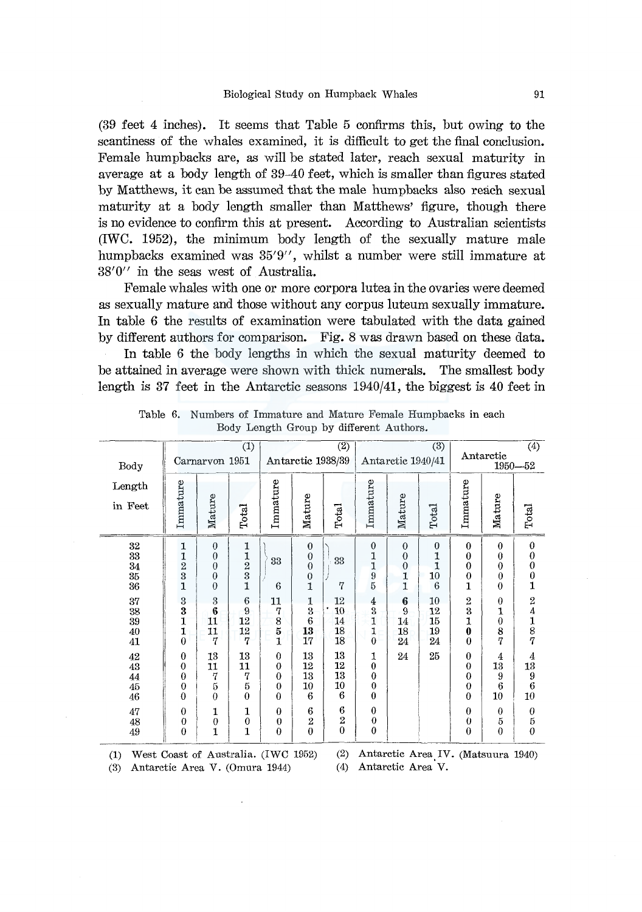(39 feet 4 inches). It seems that Table 5 confirms this, but owing to the scantiness of the whales examined, it is difficult to get the final conclusion. Female humpbacks are, as will be stated later, reach sexual maturity in average at a body length of 39–40 feet, which is smaller than figures stated by Matthews, it can be assumed that the male humpbacks also reach sexual maturity at a body length smaller than Matthews' figure, though there is no evidence to confirm this at present. According to Australian scientists (IWC. 1952), the minimum body length of the sexually mature male humpbacks examined was 35′9″, whilst a number were still immature at 38′0″ in the seas west of Australia.

Female whales with one or more corpora lutea in the ovaries were deemed as sexually mature and those without any corpus luteum sexually immature. In table 6 the results of examination were tabulated with the data gained by different authors for comparison. Fig. 8 was drawn based on these data.

In table 6 the body lengths in which the sexual maturity deemed to be attained in average were shown with thick numerals. The smallest body length is 37 feet in the Antarctic seasons 1940/41, the biggest is 40 feet in

Table 6. Numbers of Immature and Mature Female Humpbacks in each Body Length Group by different Authors.

| Body Length in Feet | Carnarvon 1951 (1) | | | Antarctic 1938/39 (2) | | | Antarctic 1940/41 (3) | | | Antarctic 1950—52 (4) | | |
|---|---|---|---|---|---|---|---|---|---|---|---|---|
| | Immature | Mature | Total | Immature | Mature | Total | Immature | Mature | Total | Immature | Mature | Total |
| 32 | 1 | 0 | 1 | 33 | 0 | 33 | 0 | 0 | 0 | 0 | 0 | 0 |
| 33 | 1 | 0 | 1 | | 0 | | 1 | 0 | 1 | 0 | 0 | 0 |
| 34 | 2 | 0 | 2 | | 0 | | 1 | 0 | 1 | 0 | 0 | 0 |
| 35 | 3 | 0 | 3 | | 0 | | 9 | 1 | 10 | 0 | 0 | 0 |
| 36 | 1 | 0 | 1 | 6 | 1 | 7 | 5 | 1 | 6 | 1 | 0 | 1 |
| 37 | 3 | 3 | 6 | 11 | 1 | 12 | 4 | **6** | 10 | 2 | 0 | 2 |
| 38 | **3** | **6** | 9 | 7 | 3 | 10 | 3 | 9 | 12 | 3 | 1 | 4 |
| 39 | 1 | 11 | 12 | 8 | 6 | 14 | 1 | 14 | 15 | 1 | 0 | 1 |
| 40 | 1 | 11 | 12 | 5 | **13** | 18 | 1 | 18 | 19 | **0** | 8 | 8 |
| 41 | 0 | 7 | 7 | 1 | 17 | 18 | 0 | 24 | 24 | 0 | 7 | 7 |
| 42 | 0 | 13 | 13 | 0 | 13 | 13 | 1 | 24 | 25 | 0 | 4 | 4 |
| 43 | 0 | 11 | 11 | 0 | 12 | 12 | 0 | | | 0 | 13 | 13 |
| 44 | 0 | 7 | 7 | 0 | 13 | 13 | 0 | | | 0 | 9 | 9 |
| 45 | 0 | 5 | 5 | 0 | 10 | 10 | 0 | | | 0 | 6 | 6 |
| 46 | 0 | 0 | 0 | 0 | 6 | 6 | 0 | | | 0 | 10 | 10 |
| 47 | 0 | 1 | 1 | 0 | 6 | 6 | 0 | | | 0 | 0 | 0 |
| 48 | 0 | 0 | 0 | 0 | 2 | 2 | 0 | | | 0 | 5 | 5 |
| 49 | 0 | 1 | 1 | 0 | 0 | 0 | 0 | | | 0 | 0 | 0 |

(1) West Coast of Australia. (IWC 1952) (2) Antarctic Area IV. (Matsuura 1940)
(3) Antarctic Area V. (Omura 1944) (4) Antarctic Area V.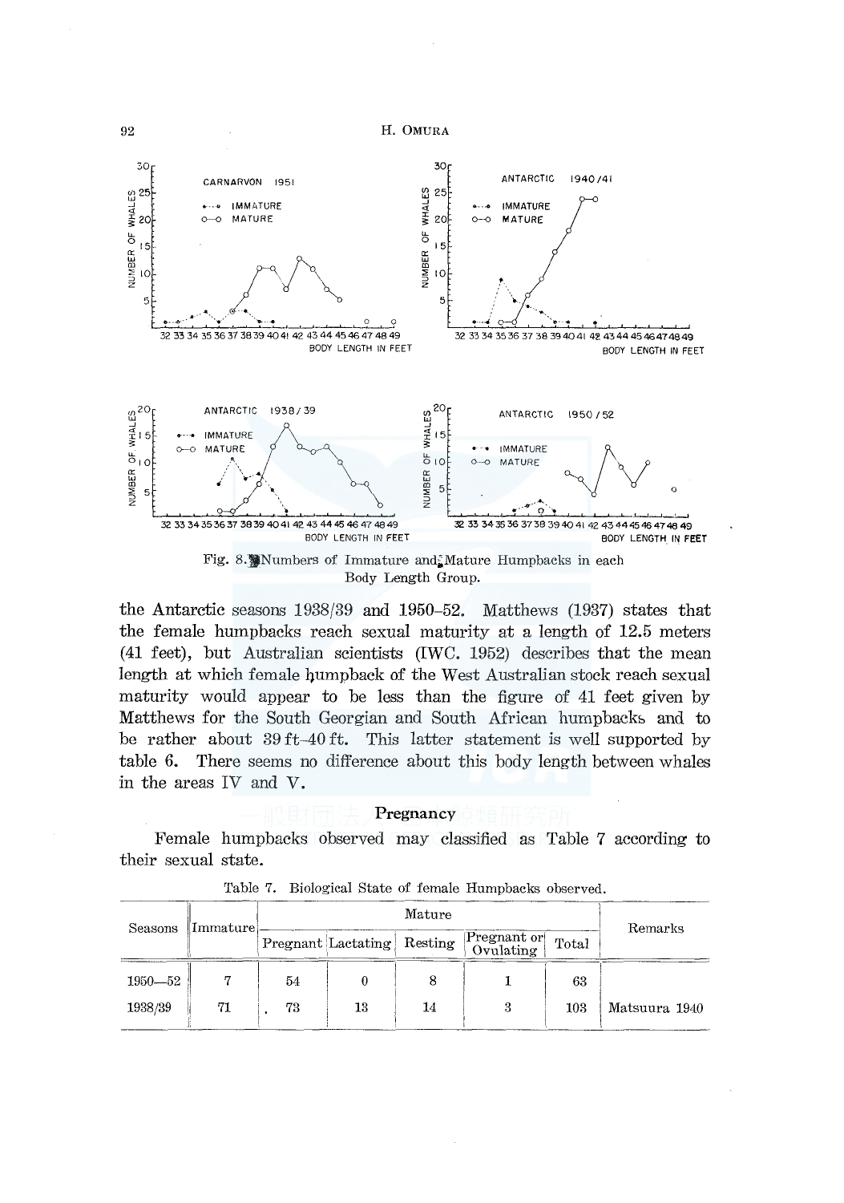Fig. 8. Numbers of Immature and Mature Humpbacks in each Body Length Group.

the Antarctic seasons 1938/39 and 1950–52. Matthews (1937) states that the female humpbacks reach sexual maturity at a length of 12.5 meters (41 feet), but Australian scientists (IWC. 1952) describes that the mean length at which female humpback of the West Australian stock reach sexual maturity would appear to be less than the figure of 41 feet given by Matthews for the South Georgian and South African humpbacks and to be rather about 39 ft–40 ft. This latter statement is well supported by table 6. There seems no difference about this body length between whales in the areas IV and V.

### Pregnancy

Female humpbacks observed may classified as Table 7 according to their sexual state.

Table 7. Biological State of female Humpbacks observed.

| Seasons | Immature | Mature | | | | | Remarks |
|---|---|---|---|---|---|---|---|
| | | Pregnant | Lactating | Resting | Pregnant or Ovulating | Total | |
| 1950—52 | 7 | 54 | 0 | 8 | 1 | 63 | |
| 1938/39 | 71 | 73 | 13 | 14 | 3 | 103 | Matsuura 1940 |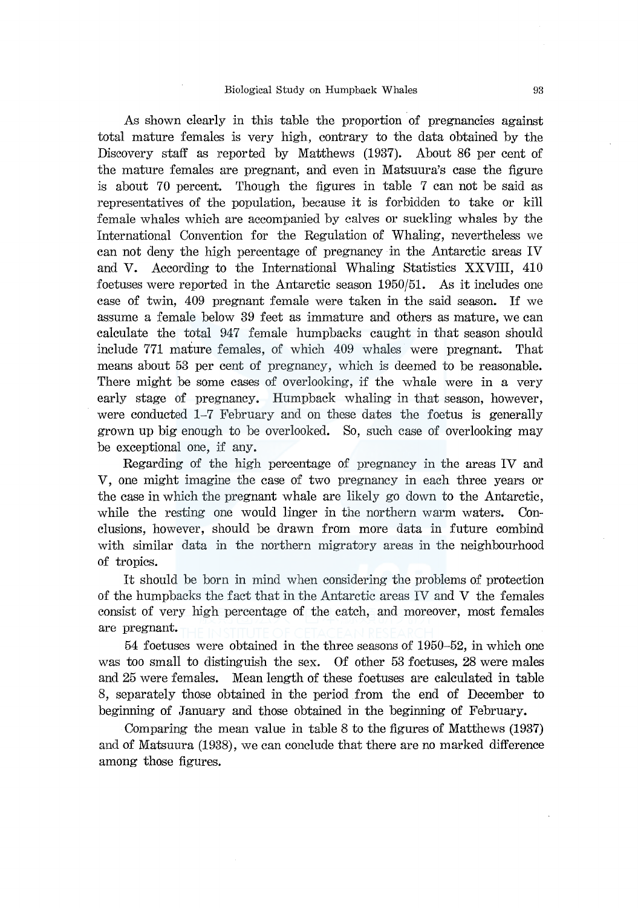As shown clearly in this table the proportion of pregnancies against total mature females is very high, contrary to the data obtained by the Discovery staff as reported by Matthews (1937). About 86 per cent of the mature females are pregnant, and even in Matsuura's case the figure is about 70 percent. Though the figures in table 7 can not be said as representatives of the population, because it is forbidden to take or kill female whales which are accompanied by calves or suckling whales by the International Convention for the Regulation of Whaling, nevertheless we can not deny the high percentage of pregnancy in the Antarctic areas IV and V. According to the International Whaling Statistics XXVIII, 410 foetuses were reported in the Antarctic season 1950/51. As it includes one case of twin, 409 pregnant female were taken in the said season. If we assume a female below 39 feet as immature and others as mature, we can calculate the total 947 female humpbacks caught in that season should include 771 mature females, of which 409 whales were pregnant. That means about 53 per cent of pregnancy, which is deemed to be reasonable. There might be some cases of overlooking, if the whale were in a very early stage of pregnancy. Humpback whaling in that season, however, were conducted 1–7 February and on these dates the foetus is generally grown up big enough to be overlooked. So, such case of overlooking may be exceptional one, if any.

Regarding of the high percentage of pregnancy in the areas IV and V, one might imagine the case of two pregnancy in each three years or the case in which the pregnant whale are likely go down to the Antarctic, while the resting one would linger in the northern warm waters. Conclusions, however, should be drawn from more data in future combind with similar data in the northern migratory areas in the neighbourhood of tropics.

It should be born in mind when considering the problems of protection of the humpbacks the fact that in the Antarctic areas IV and V the females consist of very high percentage of the catch, and moreover, most females are pregnant.

54 foetuses were obtained in the three seasons of 1950–52, in which one was too small to distinguish the sex. Of other 53 foetuses, 28 were males and 25 were females. Mean length of these foetuses are calculated in table 8, separately those obtained in the period from the end of December to beginning of January and those obtained in the beginning of February.

Comparing the mean value in table 8 to the figures of Matthews (1937) and of Matsuura (1938), we can conclude that there are no marked difference among those figures.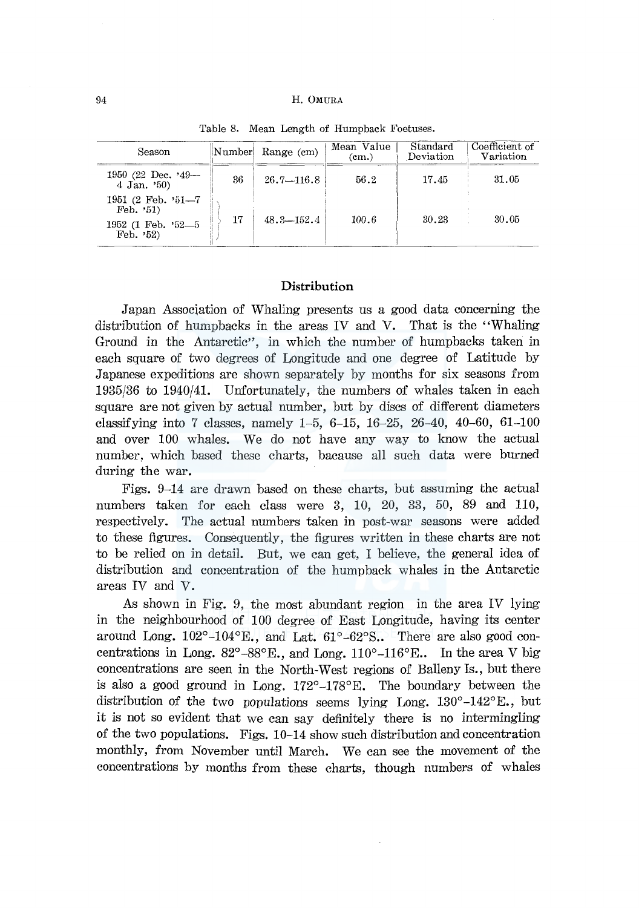Table 8. Mean Length of Humpback Foetuses.

| Season | Number | Range (cm) | Mean Value (cm.) | Standard Deviation | Coefficient of Variation |
|---|---|---|---|---|---|
| 1950 (22 Dec. '49—4 Jan. '50) | 36 | 26.7—116.8 | 56.2 | 17.45 | 31.05 |
| 1951 (2 Feb. '51—7 Feb. '51)<br>1952 (1 Feb. '52—5 Feb. '52) | 17 | 48.3—152.4 | 100.6 | 30.23 | 30.05 |

## Distribution

Japan Association of Whaling presents us a good data concerning the distribution of humpbacks in the areas IV and V. That is the "Whaling Ground in the Antarctic", in which the number of humpbacks taken in each square of two degrees of Longitude and one degree of Latitude by Japanese expeditions are shown separately by months for six seasons from 1935/36 to 1940/41. Unfortunately, the numbers of whales taken in each square are not given by actual number, but by discs of different diameters classifying into 7 classes, namely 1–5, 6–15, 16–25, 26–40, 40–60, 61–100 and over 100 whales. We do not have any way to know the actual number, which based these charts, bacause all such data were burned during the war.

Figs. 9–14 are drawn based on these charts, but assuming the actual numbers taken for each class were 3, 10, 20, 33, 50, 89 and 110, respectively. The actual numbers taken in post-war seasons were added to these figures. Consequently, the figures written in these charts are not to be relied on in detail. But, we can get, I believe, the general idea of distribution and concentration of the humpback whales in the Antarctic areas IV and V.

As shown in Fig. 9, the most abundant region in the area IV lying in the neighbourhood of 100 degree of East Longitude, having its center around Long. 102°–104°E., and Lat. 61°–62°S.. There are also good concentrations in Long. 82°–88°E., and Long. 110°–116°E.. In the area V big concentrations are seen in the North-West regions of Balleny Is., but there is also a good ground in Long. 172°–178°E. The boundary between the distribution of the two populations seems lying Long. 130°–142°E., but it is not so evident that we can say definitely there is no intermingling of the two populations. Figs. 10–14 show such distribution and concentration monthly, from November until March. We can see the movement of the concentrations by months from these charts, though numbers of whales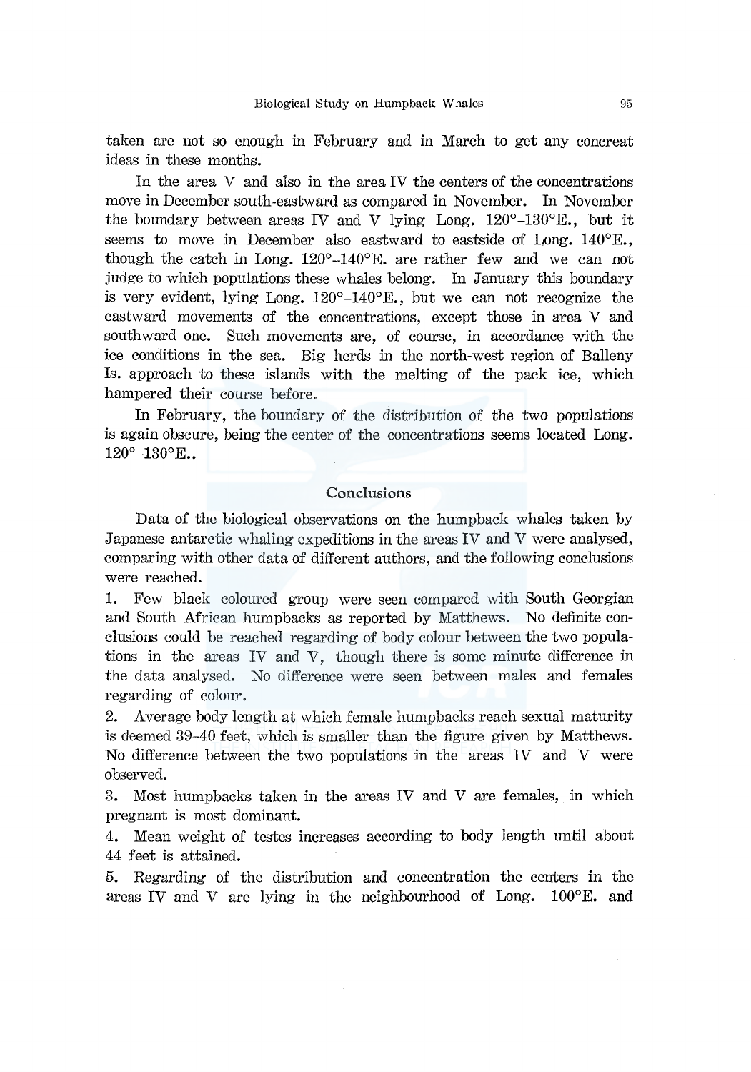taken are not so enough in February and in March to get any concreat ideas in these months.

In the area V and also in the area IV the centers of the concentrations move in December south-eastward as compared in November. In November the boundary between areas IV and V lying Long. 120°–130°E., but it seems to move in December also eastward to eastside of Long. 140°E., though the catch in Long. 120°–140°E. are rather few and we can not judge to which populations these whales belong. In January this boundary is very evident, lying Long. 120°–140°E., but we can not recognize the eastward movements of the concentrations, except those in area V and southward one. Such movements are, of course, in accordance with the ice conditions in the sea. Big herds in the north-west region of Balleny Is. approach to these islands with the melting of the pack ice, which hampered their course before.

In February, the boundary of the distribution of the two populations is again obscure, being the center of the concentrations seems located Long. 120°–130°E..

## Conclusions

Data of the biological observations on the humpback whales taken by Japanese antarctic whaling expeditions in the areas IV and V were analysed, comparing with other data of different authors, and the following conclusions were reached.

1. Few black coloured group were seen compared with South Georgian and South African humpbacks as reported by Matthews. No definite conclusions could be reached regarding of body colour between the two populations in the areas IV and V, though there is some minute difference in the data analysed. No difference were seen between males and females regarding of colour.
2. Average body length at which female humpbacks reach sexual maturity is deemed 39–40 feet, which is smaller than the figure given by Matthews. No difference between the two populations in the areas IV and V were observed.
3. Most humpbacks taken in the areas IV and V are females, in which pregnant is most dominant.
4. Mean weight of testes increases according to body length until about 44 feet is attained.
5. Regarding of the distribution and concentration the centers in the areas IV and V are lying in the neighbourhood of Long. 100°E. and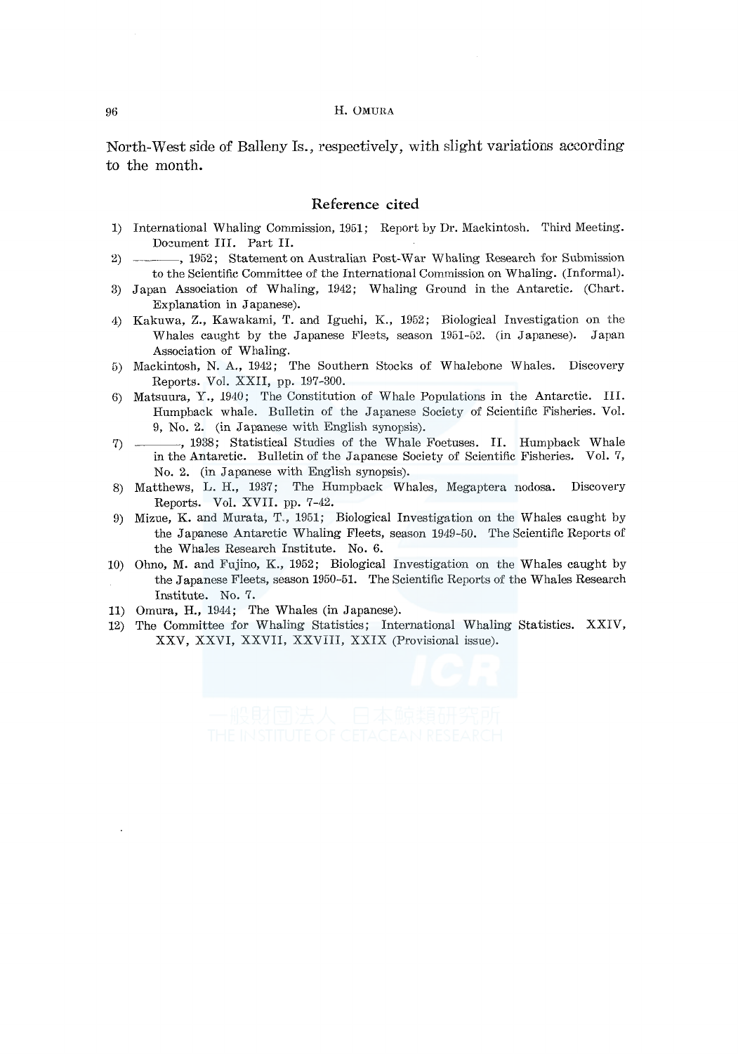North-West side of Balleny Is., respectively, with slight variations according to the month.

## Reference cited

1) International Whaling Commission, 1951; Report by Dr. Mackintosh. Third Meeting. Document III. Part II.
2) ———, 1952; Statement on Australian Post-War Whaling Research for Submission to the Scientific Committee of the International Commission on Whaling. (Informal).
3) Japan Association of Whaling, 1942; Whaling Ground in the Antarctic. (Chart. Explanation in Japanese).
4) Kakuwa, Z., Kawakami, T. and Iguchi, K., 1952; Biological Investigation on the Whales caught by the Japanese Fleets, season 1951-52. (in Japanese). Japan Association of Whaling.
5) Mackintosh, N. A., 1942; The Southern Stocks of Whalebone Whales. Discovery Reports. Vol. XXII, pp. 197-300.
6) Matsuura, Y., 1940; The Constitution of Whale Populations in the Antarctic. III. Humpback whale. Bulletin of the Japanese Society of Scientific Fisheries. Vol. 9, No. 2. (in Japanese with English synopsis).
7) ———, 1938; Statistical Studies of the Whale Foetuses. II. Humpback Whale in the Antarctic. Bulletin of the Japanese Society of Scientific Fisheries. Vol. 7, No. 2. (in Japanese with English synopsis).
8) Matthews, L. H., 1937; The Humpback Whales, Megaptera nodosa. Discovery Reports. Vol. XVII. pp. 7-42.
9) Mizue, K. and Murata, T., 1951; Biological Investigation on the Whales caught by the Japanese Antarctic Whaling Fleets, season 1949-50. The Scientific Reports of the Whales Research Institute. No. 6.
10) Ohno, M. and Fujino, K., 1952; Biological Investigation on the Whales caught by the Japanese Fleets, season 1950-51. The Scientific Reports of the Whales Research Institute. No. 7.
11) Omura, H., 1944; The Whales (in Japanese).
12) The Committee for Whaling Statistics; International Whaling Statistics. XXIV, XXV, XXVI, XXVII, XXVIII, XXIX (Provisional issue).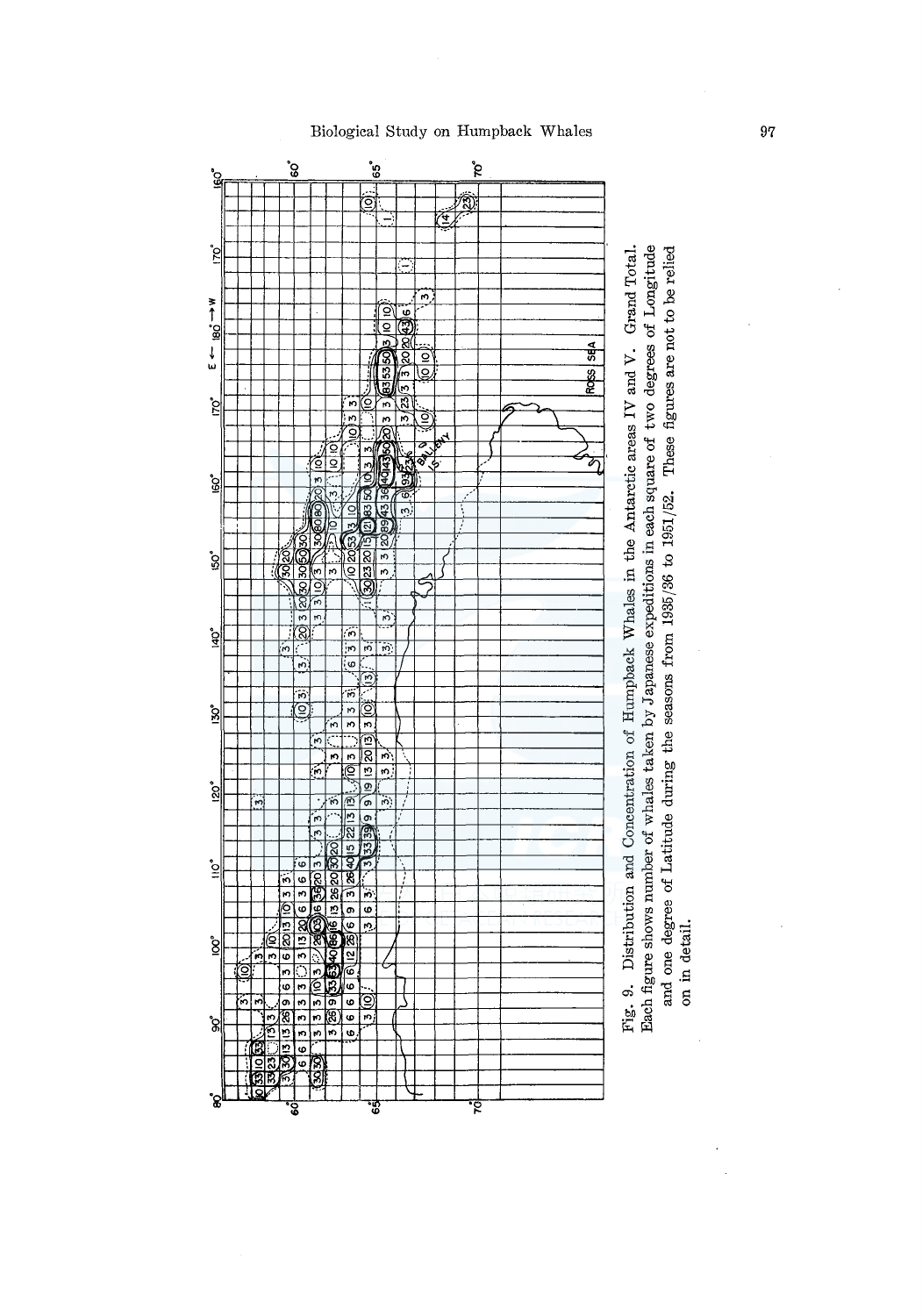Fig. 9. Distribution and Concentration of Humpback Whales in the Antarctic areas IV and V. Grand Total. Each figure shows number of whales taken by Japanese expeditions in each square of two degrees of Longitude and one degree of Latitude during the seasons from 1935/36 to 1951/52. These figures are not to be relied on in detail.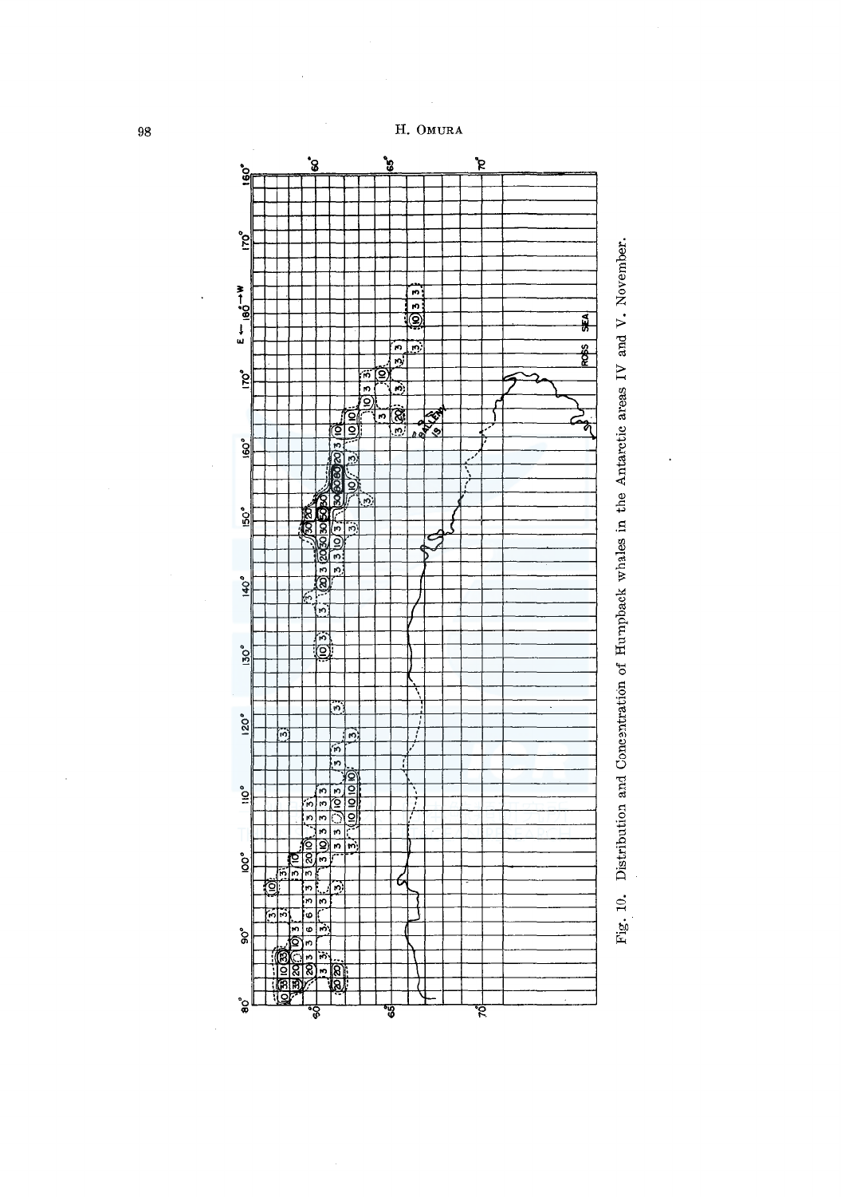Fig. 10. Distribution and Concentration of Humpback whales in the Antarctic areas IV and V. November.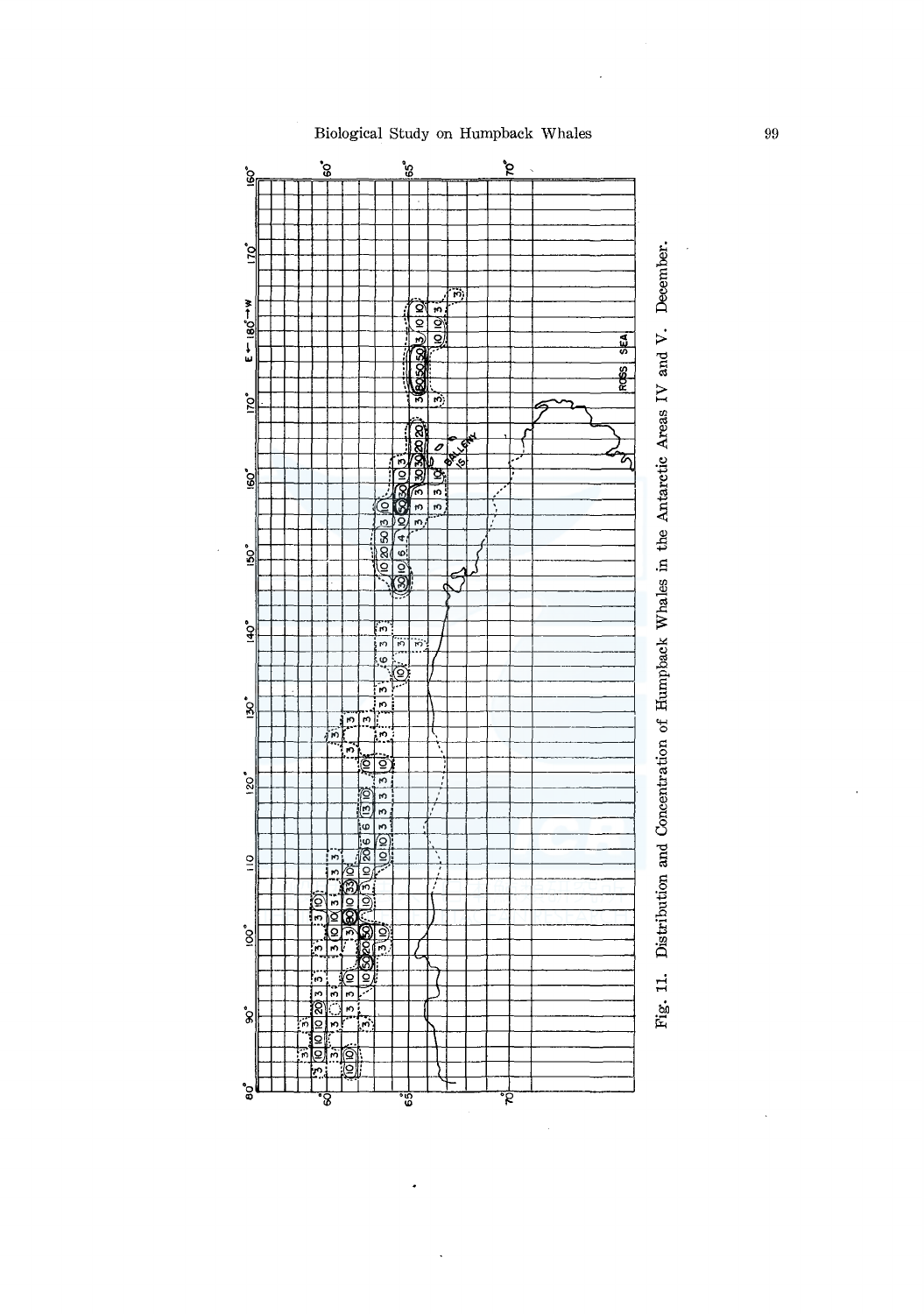Fig. 11. Distribution and Concentration of Humpback Whales in the Antarctic Areas IV and V. December.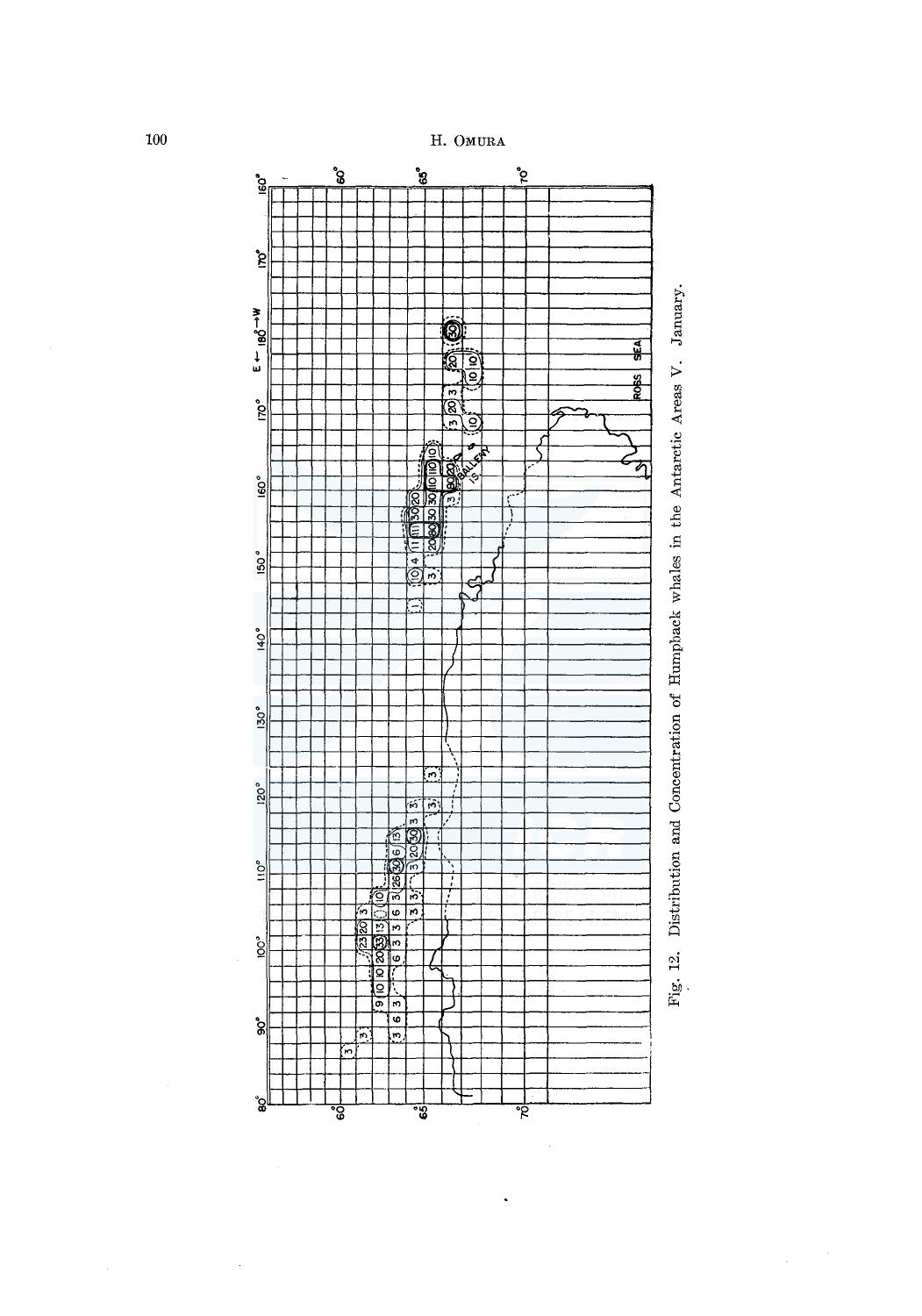Fig. 12. Distribution and Concentration of Humpback whales in the Antarctic Areas V. January.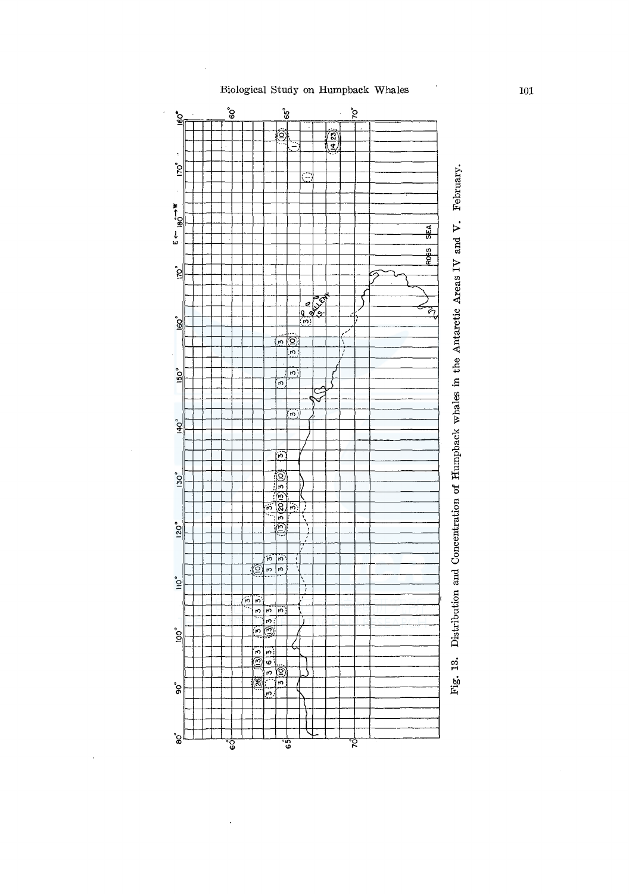Fig. 13. Distribution and Concentration of Humpback whales in the Antarctic Areas IV and V. February.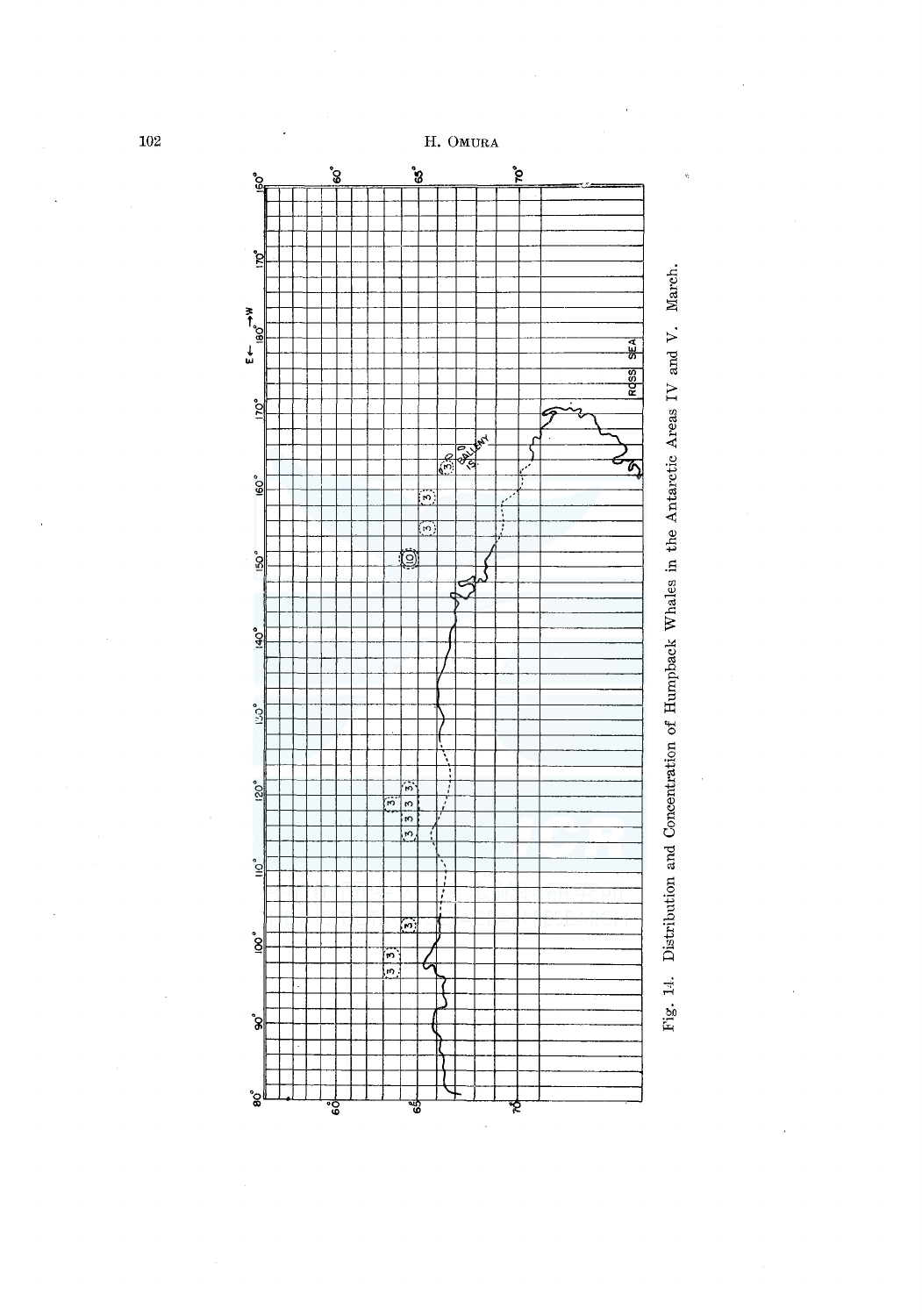80°
90°
100°
110°
120°
130°
140°
150°
160°
170°
180°
170°
160°
E ← → W
60°
65°
70°
3
3
3
3
3
3
3
3
3
10
3
3
BALLENY
ROSS SEA

Fig. 14. Distribution and Concentration of Humpback Whales in the Antarctic Areas IV and V. March.